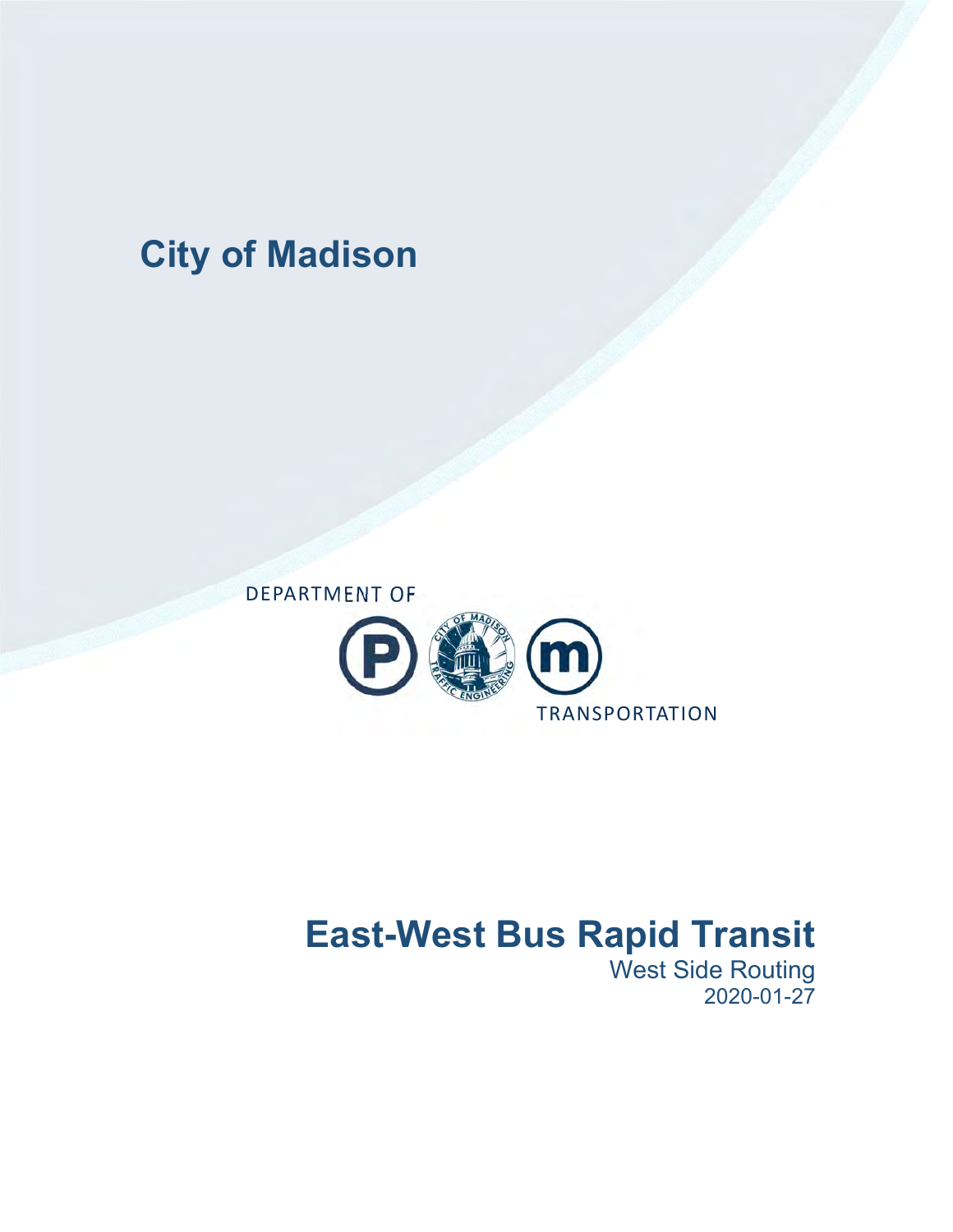# City of Madison

DEPARTMENT OF

TRANSPORTATION

# East-West Bus Rapid Transit

West Side Routing

2020-01-27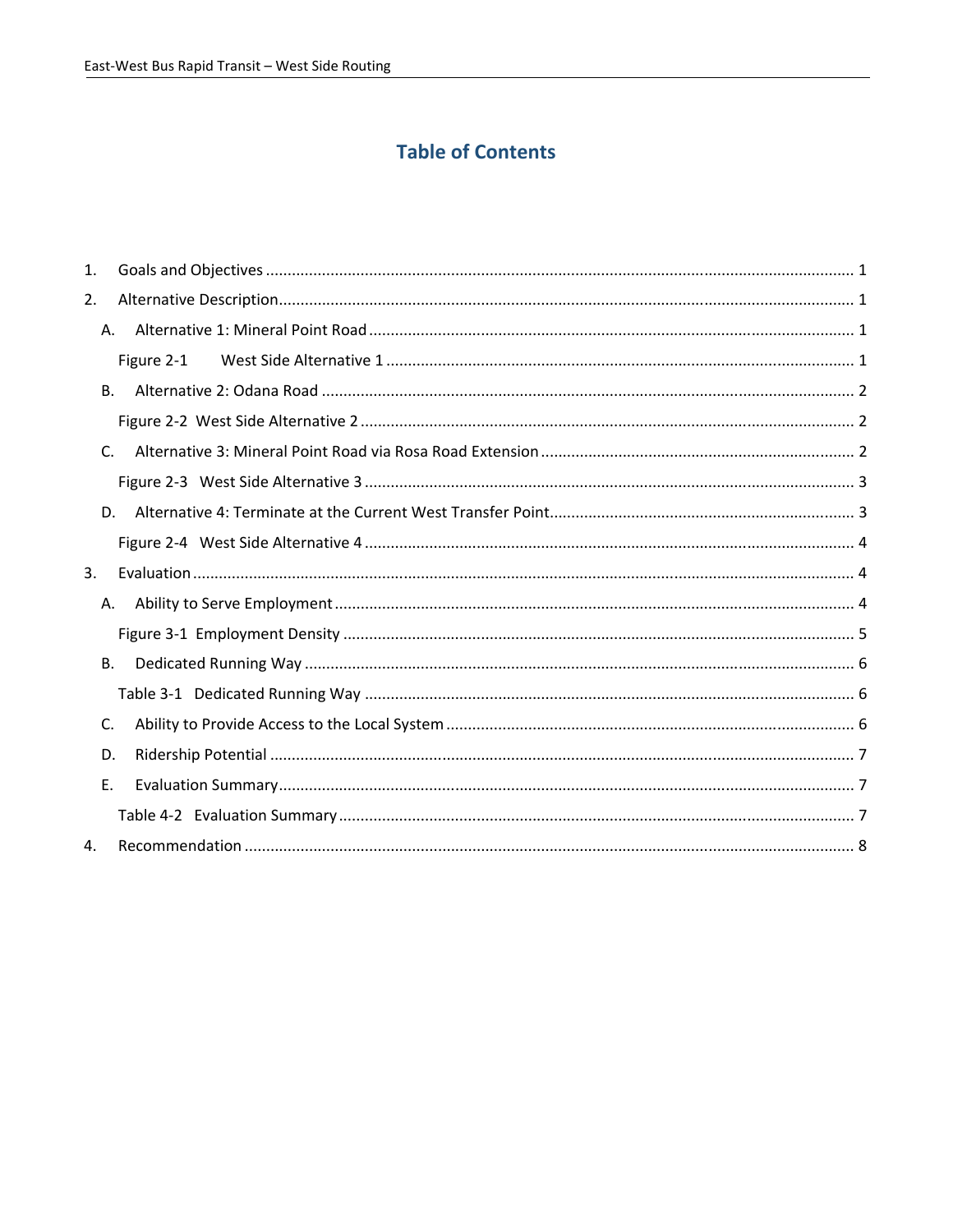# Table of Contents

1. Goals and Objectives ........................................................................................................................................ 1
2. Alternative Description.................................................................................................................................... 1
   - A. Alternative 1: Mineral Point Road ................................................................................................................ 1
     - Figure 2-1 West Side Alternative 1 ............................................................................................................ 1
   - B. Alternative 2: Odana Road .......................................................................................................................... 2
     - Figure 2-2 West Side Alternative 2 .................................................................................................................. 2
   - C. Alternative 3: Mineral Point Road via Rosa Road Extension ........................................................................ 2
     - Figure 2-3 West Side Alternative 3 ................................................................................................................ 3
   - D. Alternative 4: Terminate at the Current West Transfer Point....................................................................... 3
     - Figure 2-4 West Side Alternative 4 ................................................................................................................ 4
3. Evaluation ........................................................................................................................................................ 4
   - A. Ability to Serve Employment ........................................................................................................................ 4
     - Figure 3-1 Employment Density ..................................................................................................................... 5
   - B. Dedicated Running Way ............................................................................................................................... 6
     - Table 3-1 Dedicated Running Way ................................................................................................................. 6
   - C. Ability to Provide Access to the Local System ............................................................................................. 6
   - D. Ridership Potential ....................................................................................................................................... 7
   - E. Evaluation Summary..................................................................................................................................... 7
     - Table 4-2 Evaluation Summary ...................................................................................................................... 7
4. Recommendation ............................................................................................................................................ 8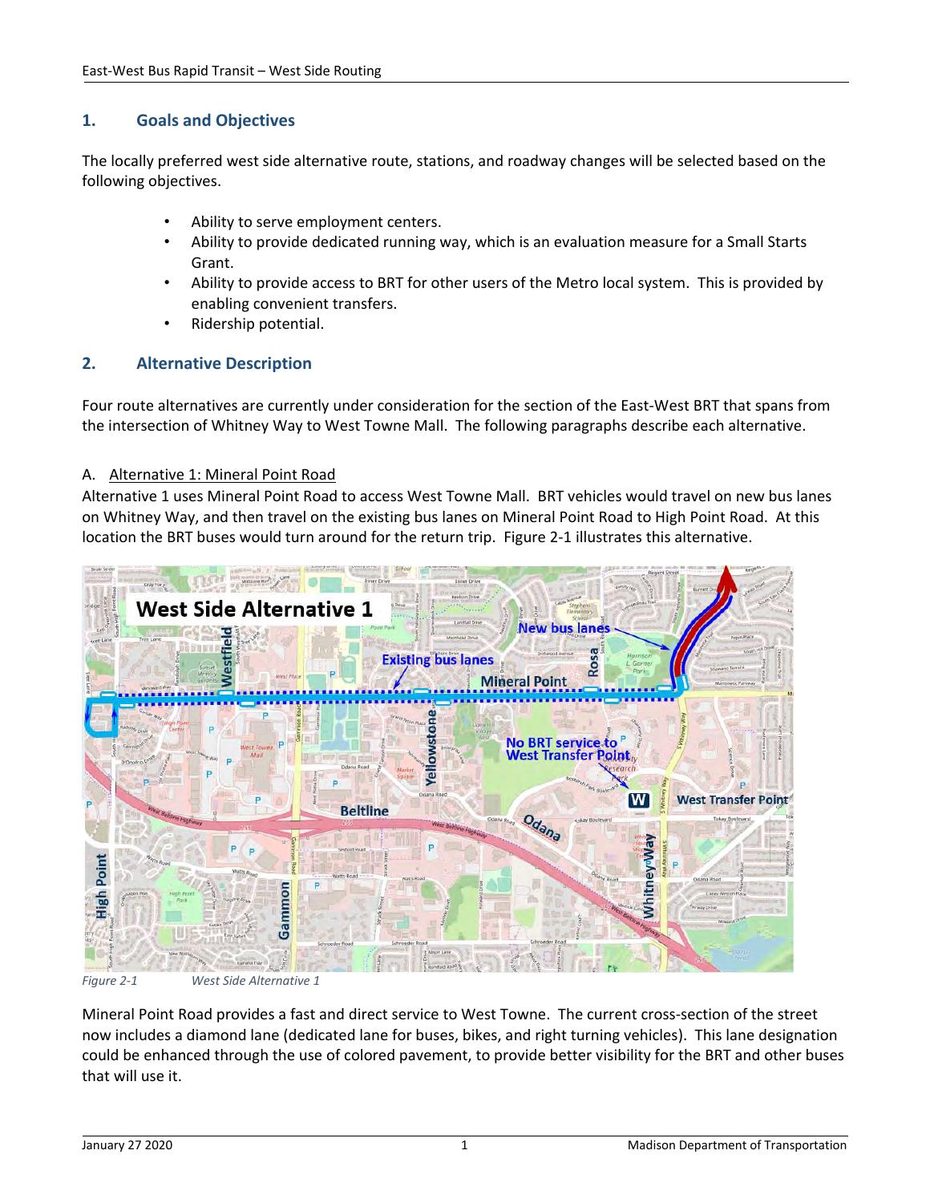## 1. Goals and Objectives

The locally preferred west side alternative route, stations, and roadway changes will be selected based on the following objectives.

- Ability to serve employment centers.
- Ability to provide dedicated running way, which is an evaluation measure for a Small Starts Grant.
- Ability to provide access to BRT for other users of the Metro local system. This is provided by enabling convenient transfers.
- Ridership potential.

## 2. Alternative Description

Four route alternatives are currently under consideration for the section of the East-West BRT that spans from the intersection of Whitney Way to West Towne Mall. The following paragraphs describe each alternative.

### A. Alternative 1: Mineral Point Road

Alternative 1 uses Mineral Point Road to access West Towne Mall. BRT vehicles would travel on new bus lanes on Whitney Way, and then travel on the existing bus lanes on Mineral Point Road to High Point Road. At this location the BRT buses would turn around for the return trip. Figure 2-1 illustrates this alternative.

*Figure 2-1 West Side Alternative 1*

Mineral Point Road provides a fast and direct service to West Towne. The current cross-section of the street now includes a diamond lane (dedicated lane for buses, bikes, and right turning vehicles). This lane designation could be enhanced through the use of colored pavement, to provide better visibility for the BRT and other buses that will use it.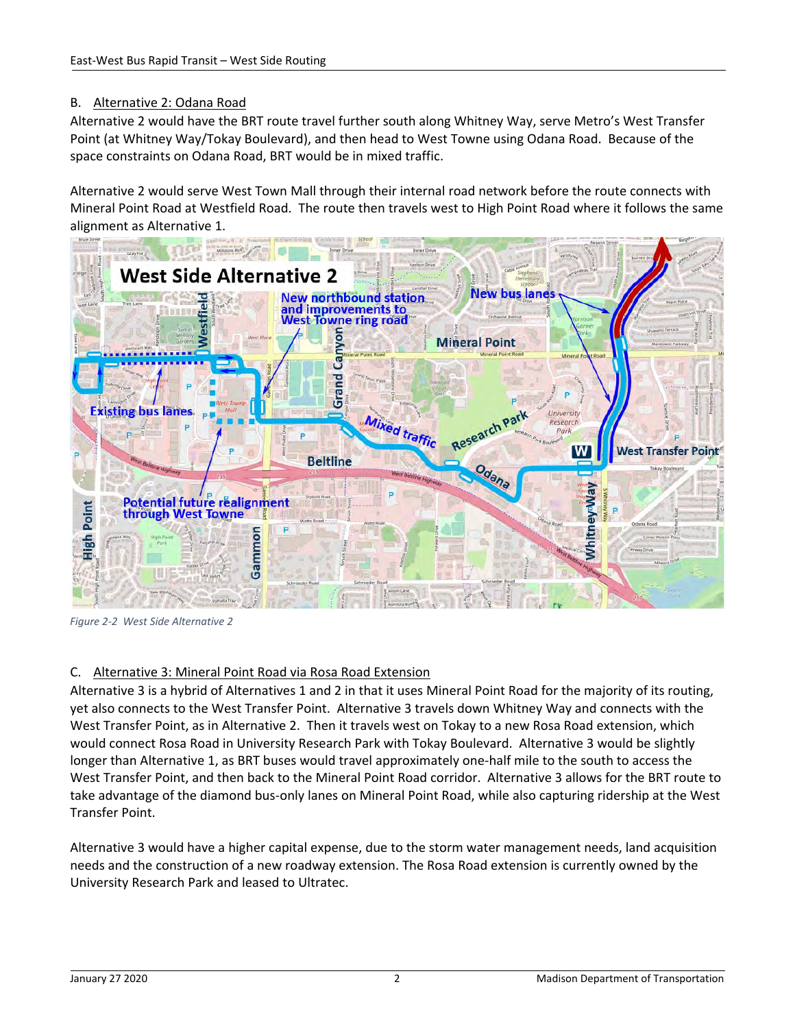## B. Alternative 2: Odana Road

Alternative 2 would have the BRT route travel further south along Whitney Way, serve Metro's West Transfer Point (at Whitney Way/Tokay Boulevard), and then head to West Towne using Odana Road. Because of the space constraints on Odana Road, BRT would be in mixed traffic.

Alternative 2 would serve West Town Mall through their internal road network before the route connects with Mineral Point Road at Westfield Road. The route then travels west to High Point Road where it follows the same alignment as Alternative 1.

*Figure 2-2 West Side Alternative 2*

## C. Alternative 3: Mineral Point Road via Rosa Road Extension

Alternative 3 is a hybrid of Alternatives 1 and 2 in that it uses Mineral Point Road for the majority of its routing, yet also connects to the West Transfer Point. Alternative 3 travels down Whitney Way and connects with the West Transfer Point, as in Alternative 2. Then it travels west on Tokay to a new Rosa Road extension, which would connect Rosa Road in University Research Park with Tokay Boulevard. Alternative 3 would be slightly longer than Alternative 1, as BRT buses would travel approximately one-half mile to the south to access the West Transfer Point, and then back to the Mineral Point Road corridor. Alternative 3 allows for the BRT route to take advantage of the diamond bus-only lanes on Mineral Point Road, while also capturing ridership at the West Transfer Point.

Alternative 3 would have a higher capital expense, due to the storm water management needs, land acquisition needs and the construction of a new roadway extension. The Rosa Road extension is currently owned by the University Research Park and leased to Ultratec.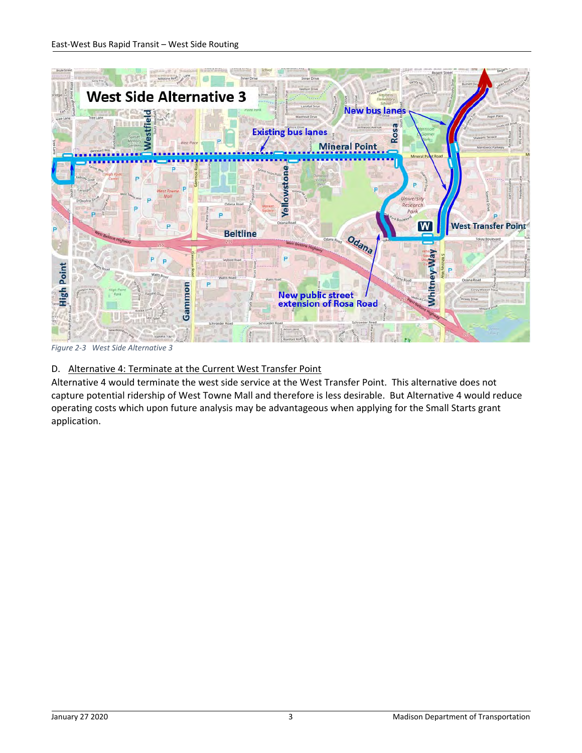*Figure 2-3 West Side Alternative 3*

D. Alternative 4: Terminate at the Current West Transfer Point

Alternative 4 would terminate the west side service at the West Transfer Point. This alternative does not capture potential ridership of West Towne Mall and therefore is less desirable. But Alternative 4 would reduce operating costs which upon future analysis may be advantageous when applying for the Small Starts grant application.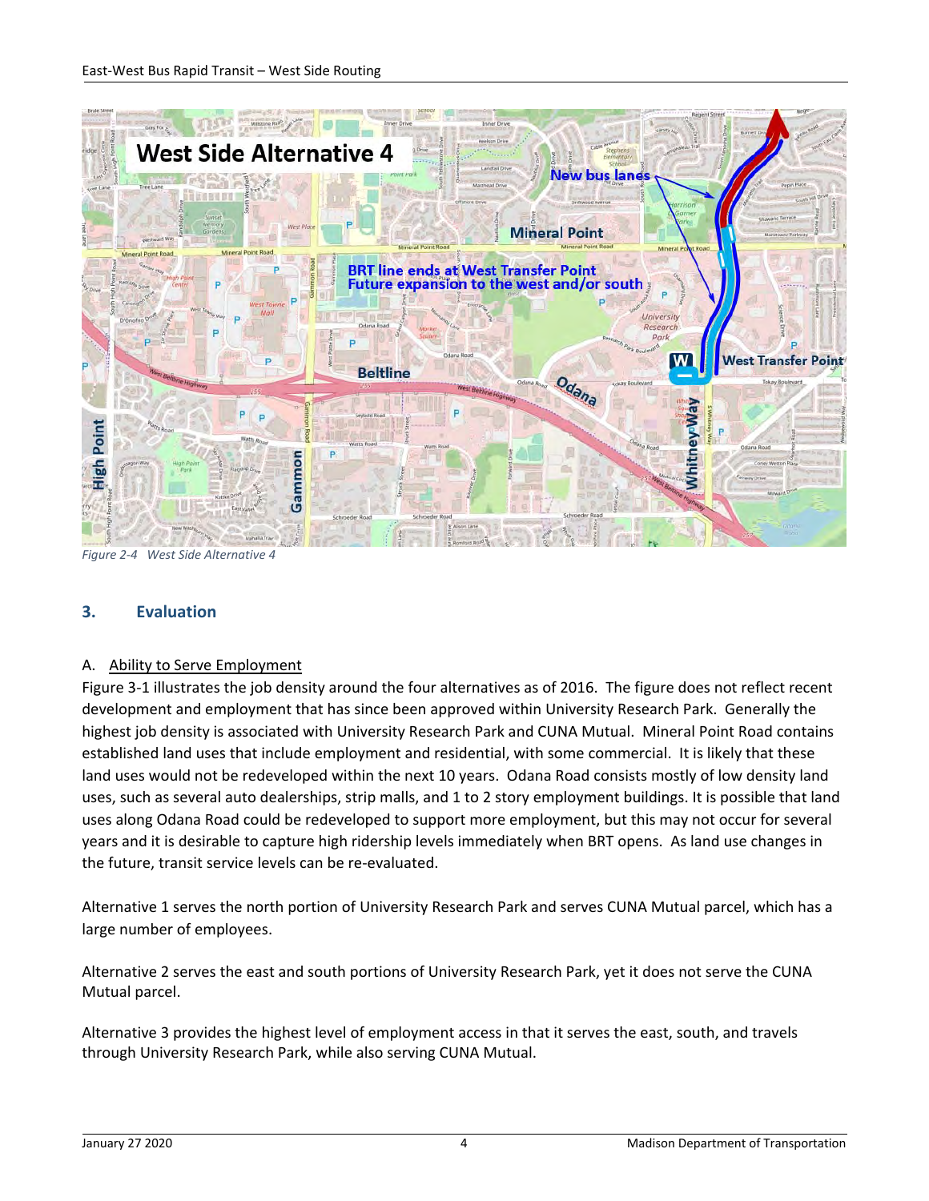Figure 2-4 West Side Alternative 4

## 3. Evaluation

### A. Ability to Serve Employment

Figure 3-1 illustrates the job density around the four alternatives as of 2016. The figure does not reflect recent development and employment that has since been approved within University Research Park. Generally the highest job density is associated with University Research Park and CUNA Mutual. Mineral Point Road contains established land uses that include employment and residential, with some commercial. It is likely that these land uses would not be redeveloped within the next 10 years. Odana Road consists mostly of low density land uses, such as several auto dealerships, strip malls, and 1 to 2 story employment buildings. It is possible that land uses along Odana Road could be redeveloped to support more employment, but this may not occur for several years and it is desirable to capture high ridership levels immediately when BRT opens. As land use changes in the future, transit service levels can be re-evaluated.

Alternative 1 serves the north portion of University Research Park and serves CUNA Mutual parcel, which has a large number of employees.

Alternative 2 serves the east and south portions of University Research Park, yet it does not serve the CUNA Mutual parcel.

Alternative 3 provides the highest level of employment access in that it serves the east, south, and travels through University Research Park, while also serving CUNA Mutual.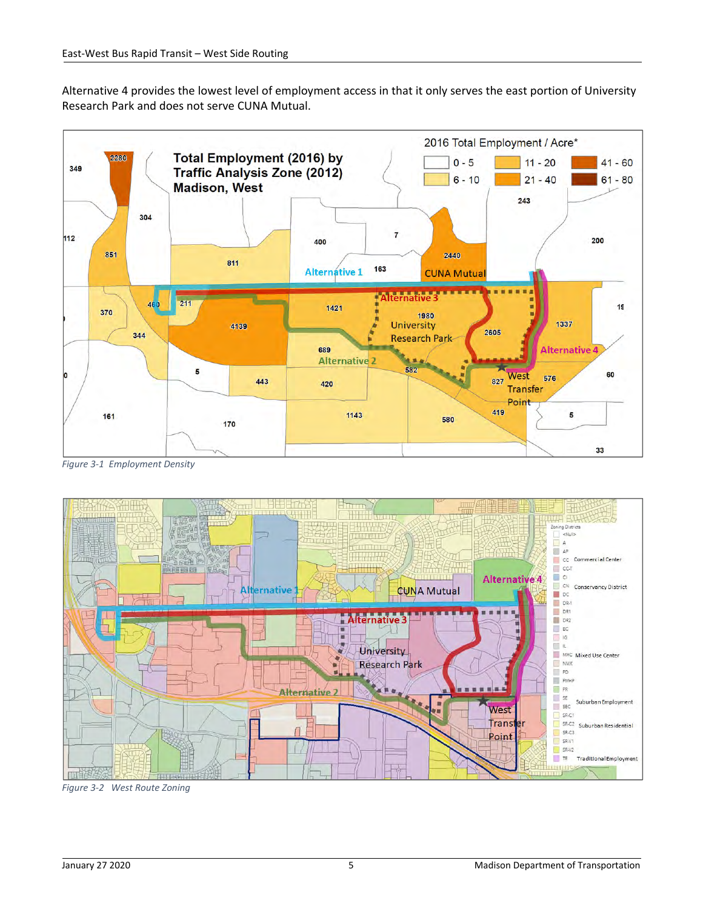Alternative 4 provides the lowest level of employment access in that it only serves the east portion of University Research Park and does not serve CUNA Mutual.

*Figure 3-1 Employment Density*

*Figure 3-2 West Route Zoning*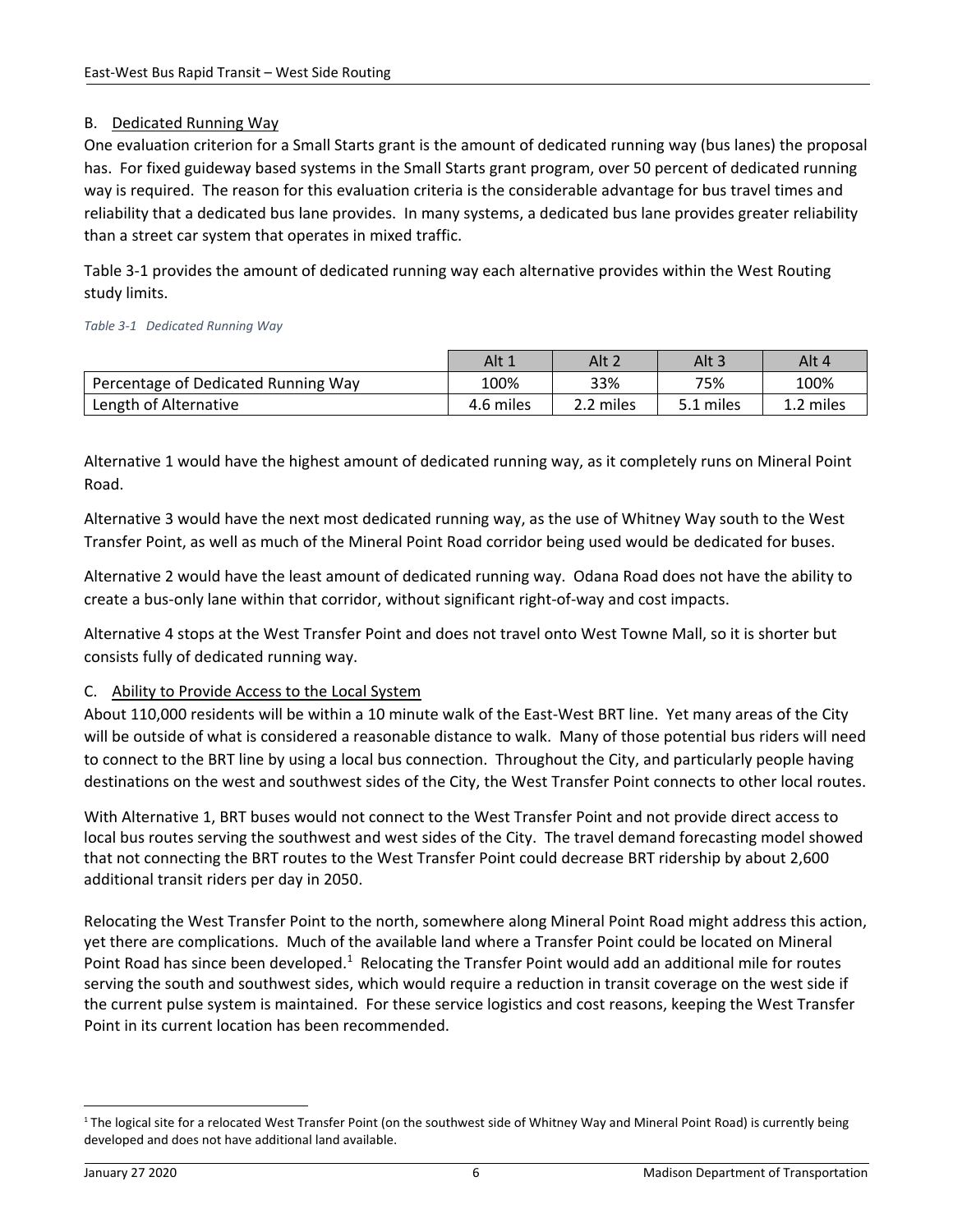### B. Dedicated Running Way

One evaluation criterion for a Small Starts grant is the amount of dedicated running way (bus lanes) the proposal has. For fixed guideway based systems in the Small Starts grant program, over 50 percent of dedicated running way is required. The reason for this evaluation criteria is the considerable advantage for bus travel times and reliability that a dedicated bus lane provides. In many systems, a dedicated bus lane provides greater reliability than a street car system that operates in mixed traffic.

Table 3-1 provides the amount of dedicated running way each alternative provides within the West Routing study limits.

*Table 3-1 Dedicated Running Way*

| | Alt 1 | Alt 2 | Alt 3 | Alt 4 |
|---|---|---|---|---|
| Percentage of Dedicated Running Way | 100% | 33% | 75% | 100% |
| Length of Alternative | 4.6 miles | 2.2 miles | 5.1 miles | 1.2 miles |

Alternative 1 would have the highest amount of dedicated running way, as it completely runs on Mineral Point Road.

Alternative 3 would have the next most dedicated running way, as the use of Whitney Way south to the West Transfer Point, as well as much of the Mineral Point Road corridor being used would be dedicated for buses.

Alternative 2 would have the least amount of dedicated running way. Odana Road does not have the ability to create a bus-only lane within that corridor, without significant right-of-way and cost impacts.

Alternative 4 stops at the West Transfer Point and does not travel onto West Towne Mall, so it is shorter but consists fully of dedicated running way.

### C. Ability to Provide Access to the Local System

About 110,000 residents will be within a 10 minute walk of the East-West BRT line. Yet many areas of the City will be outside of what is considered a reasonable distance to walk. Many of those potential bus riders will need to connect to the BRT line by using a local bus connection. Throughout the City, and particularly people having destinations on the west and southwest sides of the City, the West Transfer Point connects to other local routes.

With Alternative 1, BRT buses would not connect to the West Transfer Point and not provide direct access to local bus routes serving the southwest and west sides of the City. The travel demand forecasting model showed that not connecting the BRT routes to the West Transfer Point could decrease BRT ridership by about 2,600 additional transit riders per day in 2050.

Relocating the West Transfer Point to the north, somewhere along Mineral Point Road might address this action, yet there are complications. Much of the available land where a Transfer Point could be located on Mineral Point Road has since been developed.[1] Relocating the Transfer Point would add an additional mile for routes serving the south and southwest sides, which would require a reduction in transit coverage on the west side if the current pulse system is maintained. For these service logistics and cost reasons, keeping the West Transfer Point in its current location has been recommended.

[1] The logical site for a relocated West Transfer Point (on the southwest side of Whitney Way and Mineral Point Road) is currently being developed and does not have additional land available.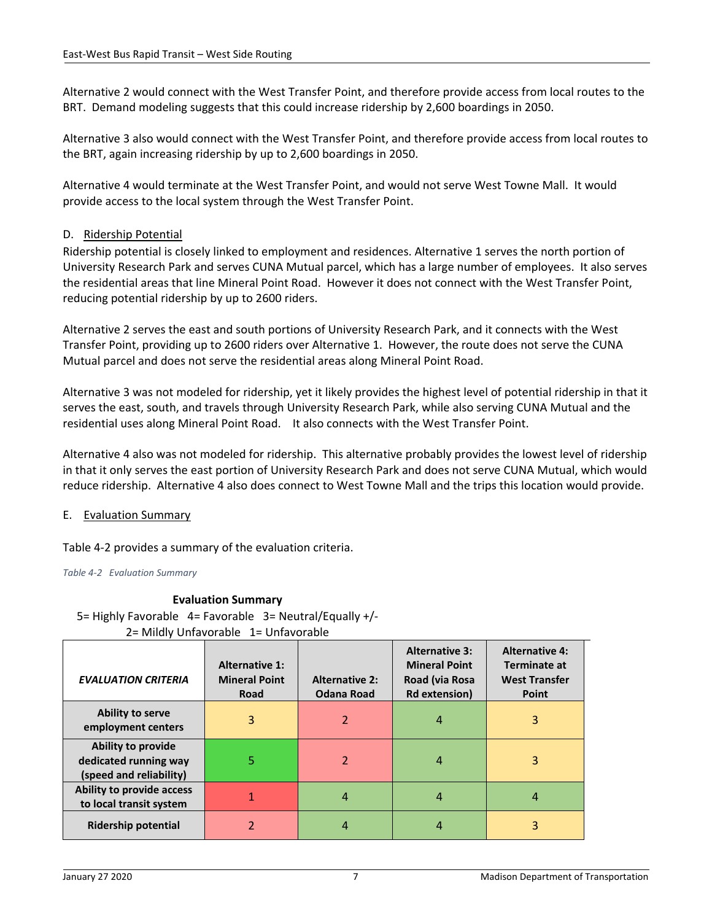Alternative 2 would connect with the West Transfer Point, and therefore provide access from local routes to the BRT. Demand modeling suggests that this could increase ridership by 2,600 boardings in 2050.

Alternative 3 also would connect with the West Transfer Point, and therefore provide access from local routes to the BRT, again increasing ridership by up to 2,600 boardings in 2050.

Alternative 4 would terminate at the West Transfer Point, and would not serve West Towne Mall. It would provide access to the local system through the West Transfer Point.

D. Ridership Potential

Ridership potential is closely linked to employment and residences. Alternative 1 serves the north portion of University Research Park and serves CUNA Mutual parcel, which has a large number of employees. It also serves the residential areas that line Mineral Point Road. However it does not connect with the West Transfer Point, reducing potential ridership by up to 2600 riders.

Alternative 2 serves the east and south portions of University Research Park, and it connects with the West Transfer Point, providing up to 2600 riders over Alternative 1. However, the route does not serve the CUNA Mutual parcel and does not serve the residential areas along Mineral Point Road.

Alternative 3 was not modeled for ridership, yet it likely provides the highest level of potential ridership in that it serves the east, south, and travels through University Research Park, while also serving CUNA Mutual and the residential uses along Mineral Point Road. It also connects with the West Transfer Point.

Alternative 4 also was not modeled for ridership. This alternative probably provides the lowest level of ridership in that it only serves the east portion of University Research Park and does not serve CUNA Mutual, which would reduce ridership. Alternative 4 also does connect to West Towne Mall and the trips this location would provide.

E. Evaluation Summary

Table 4-2 provides a summary of the evaluation criteria.

*Table 4-2 Evaluation Summary*

**Evaluation Summary**

5= Highly Favorable 4= Favorable 3= Neutral/Equally +/-
2= Mildly Unfavorable 1= Unfavorable

| ***EVALUATION CRITERIA*** | **Alternative 1: Mineral Point Road** | **Alternative 2: Odana Road** | **Alternative 3: Mineral Point Road (via Rosa Rd extension)** | **Alternative 4: Terminate at West Transfer Point** |
|---|---|---|---|---|
| **Ability to serve employment centers** | 3 | 2 | 4 | 3 |
| **Ability to provide dedicated running way (speed and reliability)** | 5 | 2 | 4 | 3 |
| **Ability to provide access to local transit system** | 1 | 4 | 4 | 4 |
| **Ridership potential** | 2 | 4 | 4 | 3 |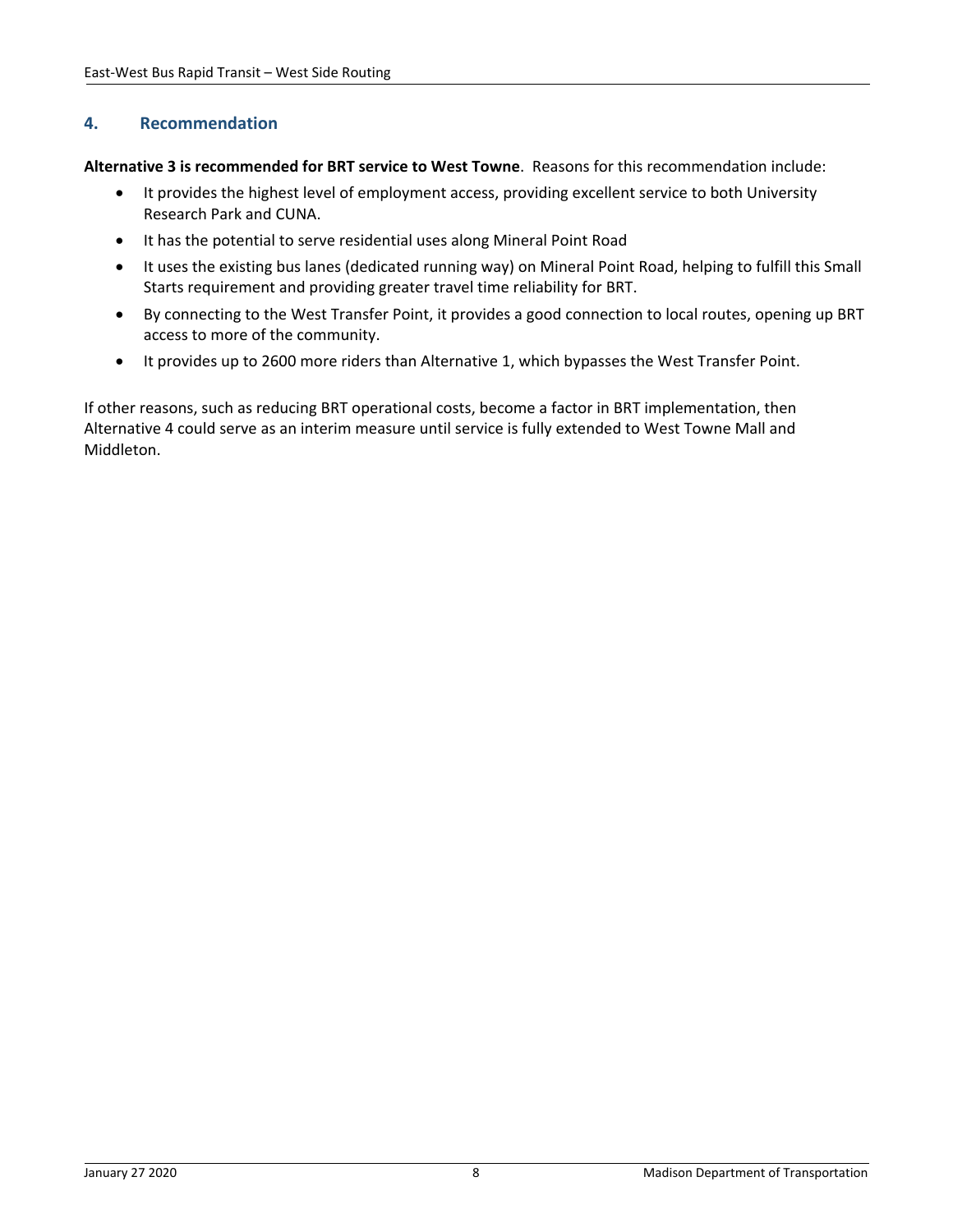## 4. Recommendation

**Alternative 3 is recommended for BRT service to West Towne**. Reasons for this recommendation include:

- It provides the highest level of employment access, providing excellent service to both University Research Park and CUNA.
- It has the potential to serve residential uses along Mineral Point Road
- It uses the existing bus lanes (dedicated running way) on Mineral Point Road, helping to fulfill this Small Starts requirement and providing greater travel time reliability for BRT.
- By connecting to the West Transfer Point, it provides a good connection to local routes, opening up BRT access to more of the community.
- It provides up to 2600 more riders than Alternative 1, which bypasses the West Transfer Point.

If other reasons, such as reducing BRT operational costs, become a factor in BRT implementation, then Alternative 4 could serve as an interim measure until service is fully extended to West Towne Mall and Middleton.